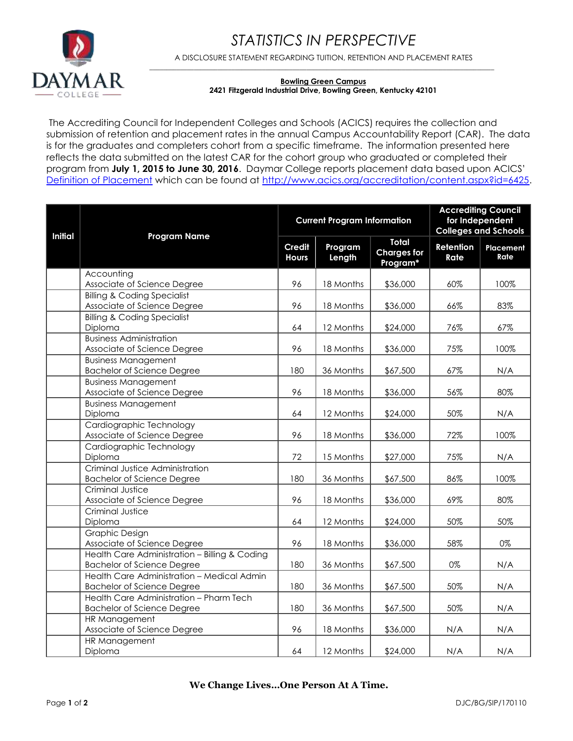# STATISTICS IN PERSPECTIVE

A DISCLOSURE STATEMENT REGARDING TUITION, RETENTION AND PLACEMENT RATES

**Bowling Green Campus**
**2421 Fitzgerald Industrial Drive, Bowling Green, Kentucky 42101**

The Accrediting Council for Independent Colleges and Schools (ACICS) requires the collection and submission of retention and placement rates in the annual Campus Accountability Report (CAR). The data is for the graduates and completers cohort from a specific timeframe. The information presented here reflects the data submitted on the latest CAR for the cohort group who graduated or completed their program from **July 1, 2015 to June 30, 2016**. Daymar College reports placement data based upon ACICS' [Definition of Placement](http://www.acics.org/accreditation/content.aspx?id=6425) which can be found at http://www.acics.org/accreditation/content.aspx?id=6425.

| Initial | Program Name | Current Program Information | | | Accrediting Council for Independent Colleges and Schools | |
|---|---|---|---|---|---|---|
| | | Credit Hours | Program Length | Total Charges for Program* | Retention Rate | Placement Rate |
| | Accounting<br>Associate of Science Degree | 96 | 18 Months | $36,000 | 60% | 100% |
| | Billing & Coding Specialist<br>Associate of Science Degree | 96 | 18 Months | $36,000 | 66% | 83% |
| | Billing & Coding Specialist<br>Diploma | 64 | 12 Months | $24,000 | 76% | 67% |
| | Business Administration<br>Associate of Science Degree | 96 | 18 Months | $36,000 | 75% | 100% |
| | Business Management<br>Bachelor of Science Degree | 180 | 36 Months | $67,500 | 67% | N/A |
| | Business Management<br>Associate of Science Degree | 96 | 18 Months | $36,000 | 56% | 80% |
| | Business Management<br>Diploma | 64 | 12 Months | $24,000 | 50% | N/A |
| | Cardiographic Technology<br>Associate of Science Degree | 96 | 18 Months | $36,000 | 72% | 100% |
| | Cardiographic Technology<br>Diploma | 72 | 15 Months | $27,000 | 75% | N/A |
| | Criminal Justice Administration<br>Bachelor of Science Degree | 180 | 36 Months | $67,500 | 86% | 100% |
| | Criminal Justice<br>Associate of Science Degree | 96 | 18 Months | $36,000 | 69% | 80% |
| | Criminal Justice<br>Diploma | 64 | 12 Months | $24,000 | 50% | 50% |
| | Graphic Design<br>Associate of Science Degree | 96 | 18 Months | $36,000 | 58% | 0% |
| | Health Care Administration – Billing & Coding<br>Bachelor of Science Degree | 180 | 36 Months | $67,500 | 0% | N/A |
| | Health Care Administration – Medical Admin<br>Bachelor of Science Degree | 180 | 36 Months | $67,500 | 50% | N/A |
| | Health Care Administration – Pharm Tech<br>Bachelor of Science Degree | 180 | 36 Months | $67,500 | 50% | N/A |
| | HR Management<br>Associate of Science Degree | 96 | 18 Months | $36,000 | N/A | N/A |
| | HR Management<br>Diploma | 64 | 12 Months | $24,000 | N/A | N/A |

**We Change Lives…One Person At A Time.**

DJC/BG/SIP/170110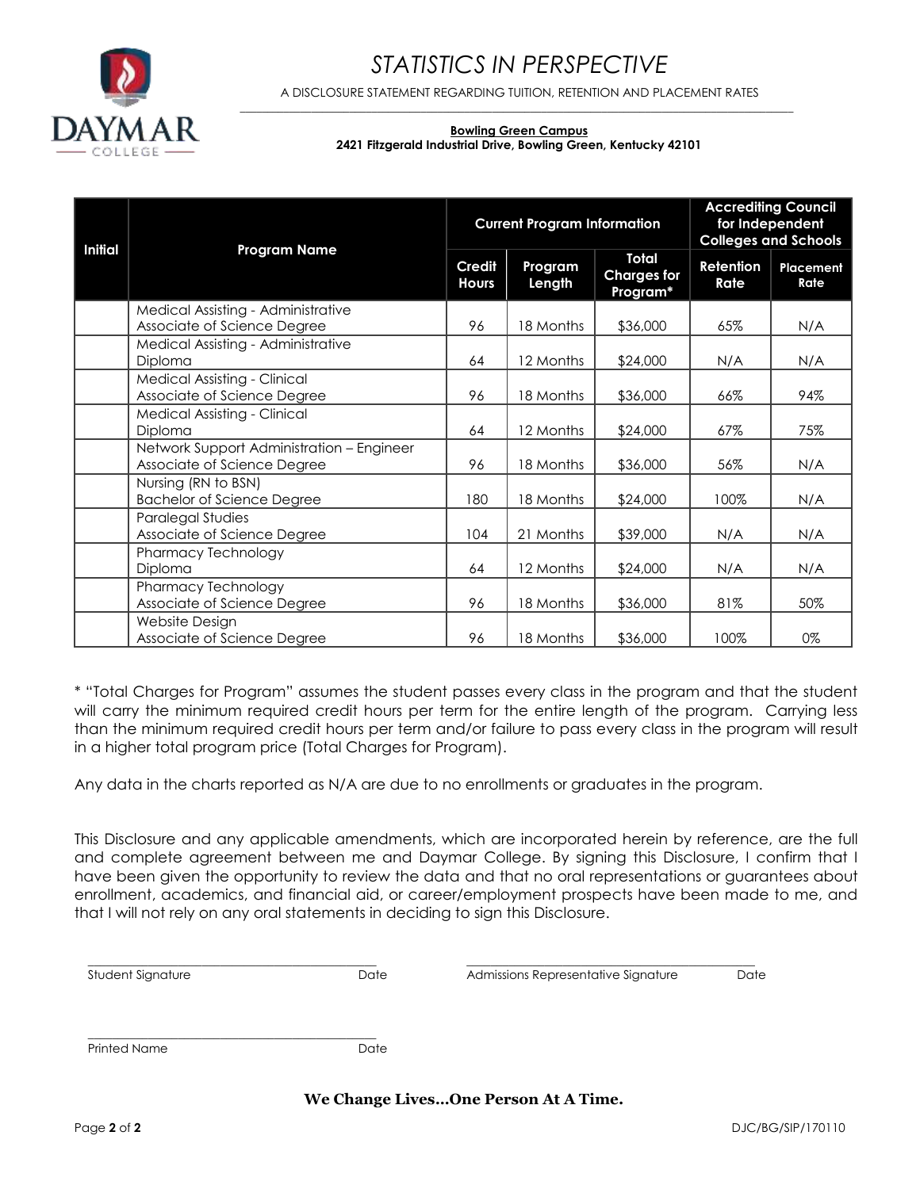# STATISTICS IN PERSPECTIVE

A DISCLOSURE STATEMENT REGARDING TUITION, RETENTION AND PLACEMENT RATES

**Bowling Green Campus**
**2421 Fitzgerald Industrial Drive, Bowling Green, Kentucky 42101**

| Initial | Program Name | Current Program Information | | | Accrediting Council for Independent Colleges and Schools | |
|---|---|---|---|---|---|---|
| | | Credit Hours | Program Length | Total Charges for Program* | Retention Rate | Placement Rate |
| | Medical Assisting - Administrative Associate of Science Degree | 96 | 18 Months | $36,000 | 65% | N/A |
| | Medical Assisting - Administrative Diploma | 64 | 12 Months | $24,000 | N/A | N/A |
| | Medical Assisting - Clinical Associate of Science Degree | 96 | 18 Months | $36,000 | 66% | 94% |
| | Medical Assisting - Clinical Diploma | 64 | 12 Months | $24,000 | 67% | 75% |
| | Network Support Administration – Engineer Associate of Science Degree | 96 | 18 Months | $36,000 | 56% | N/A |
| | Nursing (RN to BSN) Bachelor of Science Degree | 180 | 18 Months | $24,000 | 100% | N/A |
| | Paralegal Studies Associate of Science Degree | 104 | 21 Months | $39,000 | N/A | N/A |
| | Pharmacy Technology Diploma | 64 | 12 Months | $24,000 | N/A | N/A |
| | Pharmacy Technology Associate of Science Degree | 96 | 18 Months | $36,000 | 81% | 50% |
| | Website Design Associate of Science Degree | 96 | 18 Months | $36,000 | 100% | 0% |

* "Total Charges for Program" assumes the student passes every class in the program and that the student will carry the minimum required credit hours per term for the entire length of the program. Carrying less than the minimum required credit hours per term and/or failure to pass every class in the program will result in a higher total program price (Total Charges for Program).

Any data in the charts reported as N/A are due to no enrollments or graduates in the program.

This Disclosure and any applicable amendments, which are incorporated herein by reference, are the full and complete agreement between me and Daymar College. By signing this Disclosure, I confirm that I have been given the opportunity to review the data and that no oral representations or guarantees about enrollment, academics, and financial aid, or career/employment prospects have been made to me, and that I will not rely on any oral statements in deciding to sign this Disclosure.

Student Signature　　Date　　Admissions Representative Signature　　Date

Printed Name　　Date

**We Change Lives…One Person At A Time.**

DJC/BG/SIP/170110